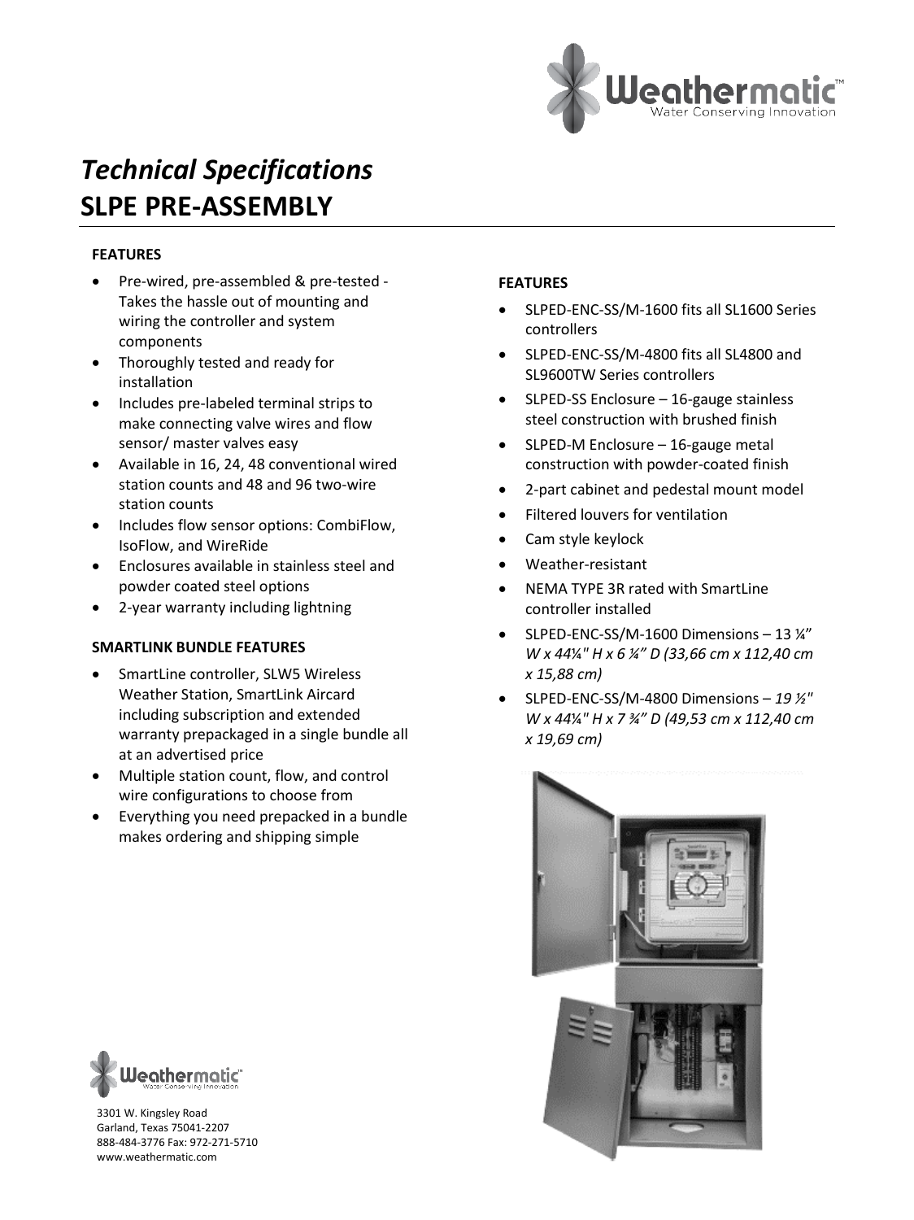# *Technical Specifications*
# SLPE PRE-ASSEMBLY

### FEATURES

- Pre-wired, pre-assembled & pre-tested - Takes the hassle out of mounting and wiring the controller and system components
- Thoroughly tested and ready for installation
- Includes pre-labeled terminal strips to make connecting valve wires and flow sensor/ master valves easy
- Available in 16, 24, 48 conventional wired station counts and 48 and 96 two-wire station counts
- Includes flow sensor options: CombiFlow, IsoFlow, and WireRide
- Enclosures available in stainless steel and powder coated steel options
- 2-year warranty including lightning

### SMARTLINK BUNDLE FEATURES

- SmartLine controller, SLW5 Wireless Weather Station, SmartLink Aircard including subscription and extended warranty prepackaged in a single bundle all at an advertised price
- Multiple station count, flow, and control wire configurations to choose from
- Everything you need prepacked in a bundle makes ordering and shipping simple

### FEATURES

- SLPED-ENC-SS/M-1600 fits all SL1600 Series controllers
- SLPED-ENC-SS/M-4800 fits all SL4800 and SL9600TW Series controllers
- SLPED-SS Enclosure – 16-gauge stainless steel construction with brushed finish
- SLPED-M Enclosure – 16-gauge metal construction with powder-coated finish
- 2-part cabinet and pedestal mount model
- Filtered louvers for ventilation
- Cam style keylock
- Weather-resistant
- NEMA TYPE 3R rated with SmartLine controller installed
- SLPED-ENC-SS/M-1600 Dimensions – 13 ¼" *W x 44¼" H x 6 ¼" D (33,66 cm x 112,40 cm x 15,88 cm)*
- SLPED-ENC-SS/M-4800 Dimensions – *19 ½" W x 44¼" H x 7 ¾" D (49,53 cm x 112,40 cm x 19,69 cm)*

3301 W. Kingsley Road
Garland, Texas 75041-2207
888-484-3776 Fax: 972-271-5710
www.weathermatic.com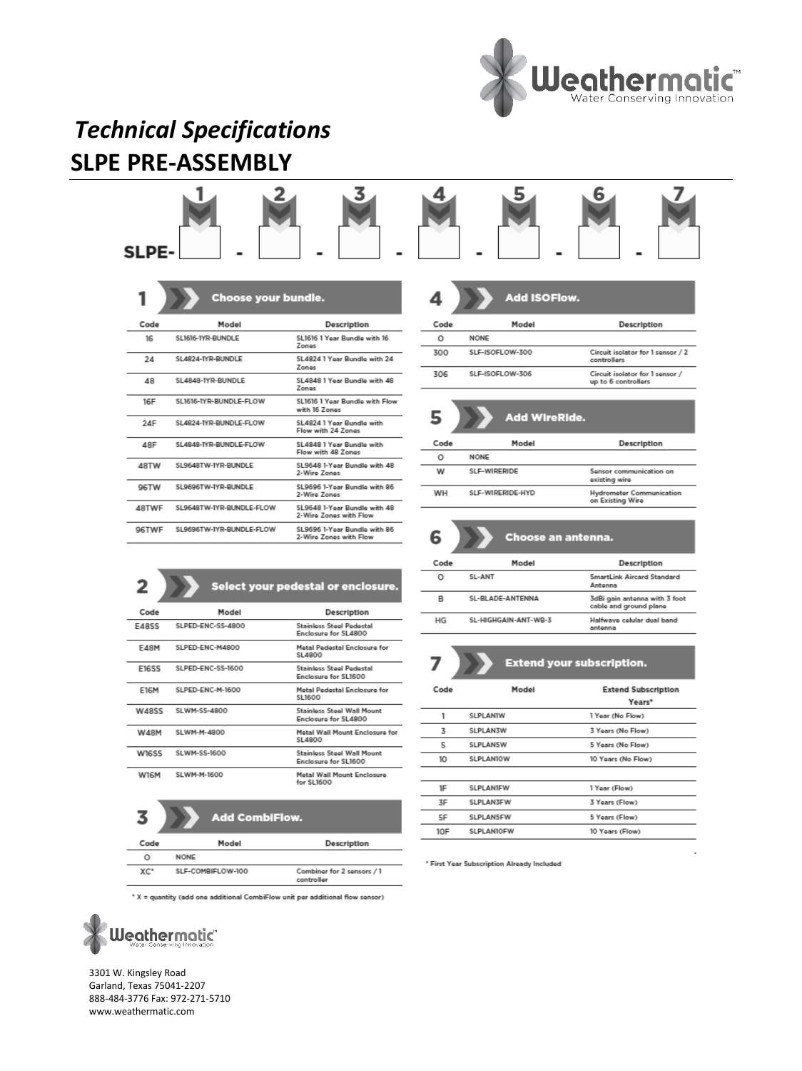# *Technical Specifications*

## SLPE PRE-ASSEMBLY

SLPE- [1] - [2] - [3] - [4] - [5] - [6] - [7]

### 1 Choose your bundle.

| Code | Model | Description |
|---|---|---|
| 16 | SL1616-1YR-BUNDLE | SL1616 1 Year Bundle with 16 Zones |
| 24 | SL4824-1YR-BUNDLE | SL4824 1 Year Bundle with 24 Zones |
| 48 | SL4848-1YR-BUNDLE | SL4848 1 Year Bundle with 48 Zones |
| 16F | SL1616-1YR-BUNDLE-FLOW | SL1616 1 Year Bundle with Flow with 16 Zones |
| 24F | SL4824-1YR-BUNDLE-FLOW | SL4824 1 Year Bundle with Flow with 24 Zones |
| 48F | SL4848-1YR-BUNDLE-FLOW | SL4848 1 Year Bundle with Flow with 48 Zones |
| 48TW | SL9648TW-1YR-BUNDLE | SL9648 1-Year Bundle with 48 2-Wire Zones |
| 96TW | SL9696TW-1YR-BUNDLE | SL9696 1-Year Bundle with 86 2-Wire Zones |
| 48TWF | SL9648TW-1YR-BUNDLE-FLOW | SL9648 1-Year Bundle with 48 2-Wire Zones with Flow |
| 96TWF | SL9696TW-1YR-BUNDLE-FLOW | SL9696 1-Year Bundle with 86 2-Wire Zones with Flow |

### 2 Select your pedestal or enclosure.

| Code | Model | Description |
|---|---|---|
| E48SS | SLPED-ENC-SS-4800 | Stainless Steel Pedestal Enclosure for SL4800 |
| E48M | SLPED-ENC-M4800 | Metal Pedestal Enclosure for SL4800 |
| E16SS | SLPED-ENC-SS-1600 | Stainless Steel Pedestal Enclosure for SL1600 |
| E16M | SLPED-ENC-M-1600 | Metal Pedestal Enclosure for SL1600 |
| W48SS | SLWM-SS-4800 | Stainless Steel Wall Mount Enclosure for SL4800 |
| W48M | SLWM-M-4800 | Metal Wall Mount Enclosure for SL4800 |
| W16SS | SLWM-SS-1600 | Stainless Steel Wall Mount Enclosure for SL1600 |
| W16M | SLWM-M-1600 | Metal Wall Mount Enclosure for SL1600 |

### 3 Add CombiFlow.

| Code | Model | Description |
|---|---|---|
| O | NONE | |
| XC* | SLF-COMBIFLOW-100 | Combiner for 2 sensors / 1 controller |

* X = quantity (add one additional CombiFlow unit per additional flow sensor)

### 4 Add ISOFlow.

| Code | Model | Description |
|---|---|---|
| O | NONE | |
| 300 | SLF-ISOFLOW-300 | Circuit isolator for 1 sensor / 2 controllers |
| 306 | SLF-ISOFLOW-306 | Circuit isolator for 1 sensor / up to 6 controllers |

### 5 Add WireRide.

| Code | Model | Description |
|---|---|---|
| O | NONE | |
| W | SLF-WIRERIDE | Sensor communication on existing wire |
| WH | SLF-WIRERIDE-HYD | Hydrometer Communication on Existing Wire |

### 6 Choose an antenna.

| Code | Model | Description |
|---|---|---|
| O | SL-ANT | SmartLink Aircard Standard Antenna |
| B | SL-BLADE-ANTENNA | 3dBi gain antenna with 3 foot cable and ground plane |
| HG | SL-HIGHGAIN-ANT-WB-3 | Halfwave celular dual band antenna |

### 7 Extend your subscription.

| Code | Model | Extend Subscription Years* |
|---|---|---|
| 1 | SLPLAN1W | 1 Year (No Flow) |
| 3 | SLPLAN3W | 3 Years (No Flow) |
| 5 | SLPLAN5W | 5 Years (No Flow) |
| 10 | SLPLAN10W | 10 Years (No Flow) |
| | | |
| 1F | SLPLAN1FW | 1 Year (Flow) |
| 3F | SLPLAN3FW | 3 Years (Flow) |
| 5F | SLPLAN5FW | 5 Years (Flow) |
| 10F | SLPLAN10FW | 10 Years (Flow) |

* First Year Subscription Already Included

3301 W. Kingsley Road
Garland, Texas 75041-2207
888-484-3776 Fax: 972-271-5710
www.weathermatic.com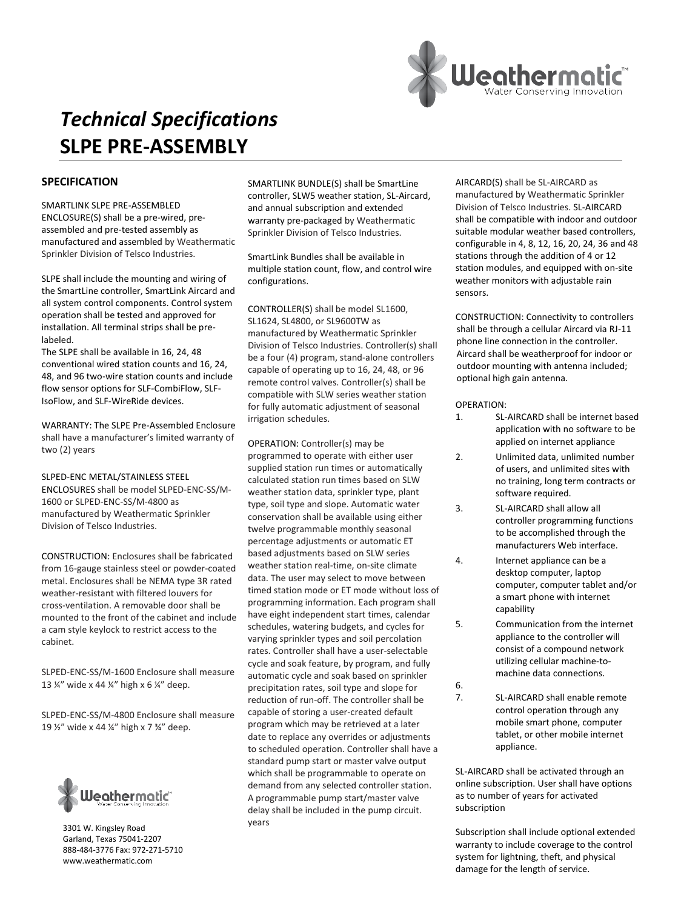# *Technical Specifications*
# SLPE PRE-ASSEMBLY

## SPECIFICATION

SMARTLINK SLPE PRE-ASSEMBLED ENCLOSURE(S) shall be a pre-wired, pre-assembled and pre-tested assembly as manufactured and assembled by Weathermatic Sprinkler Division of Telsco Industries.

SLPE shall include the mounting and wiring of the SmartLine controller, SmartLink Aircard and all system control components. Control system operation shall be tested and approved for installation. All terminal strips shall be pre-labeled.

The SLPE shall be available in 16, 24, 48 conventional wired station counts and 16, 24, 48, and 96 two-wire station counts and include flow sensor options for SLF-CombiFlow, SLF-IsoFlow, and SLF-WireRide devices.

WARRANTY: The SLPE Pre-Assembled Enclosure shall have a manufacturer's limited warranty of two (2) years

SLPED-ENC METAL/STAINLESS STEEL ENCLOSURES shall be model SLPED-ENC-SS/M-1600 or SLPED-ENC-SS/M-4800 as manufactured by Weathermatic Sprinkler Division of Telsco Industries.

CONSTRUCTION: Enclosures shall be fabricated from 16-gauge stainless steel or powder-coated metal. Enclosures shall be NEMA type 3R rated weather-resistant with filtered louvers for cross-ventilation. A removable door shall be mounted to the front of the cabinet and include a cam style keylock to restrict access to the cabinet.

SLPED-ENC-SS/M-1600 Enclosure shall measure 13 ¼" wide x 44 ¼" high x 6 ¼" deep.

SLPED-ENC-SS/M-4800 Enclosure shall measure 19 ½" wide x 44 ¼" high x 7 ¾" deep.

SMARTLINK BUNDLE(S) shall be SmartLine controller, SLW5 weather station, SL-Aircard, and annual subscription and extended warranty pre-packaged by Weathermatic Sprinkler Division of Telsco Industries.

SmartLink Bundles shall be available in multiple station count, flow, and control wire configurations.

CONTROLLER(S) shall be model SL1600, SL1624, SL4800, or SL9600TW as manufactured by Weathermatic Sprinkler Division of Telsco Industries. Controller(s) shall be a four (4) program, stand-alone controllers capable of operating up to 16, 24, 48, or 96 remote control valves. Controller(s) shall be compatible with SLW series weather station for fully automatic adjustment of seasonal irrigation schedules.

OPERATION: Controller(s) may be programmed to operate with either user supplied station run times or automatically calculated station run times based on SLW weather station data, sprinkler type, plant type, soil type and slope. Automatic water conservation shall be available using either twelve programmable monthly seasonal percentage adjustments or automatic ET based adjustments based on SLW series weather station real-time, on-site climate data. The user may select to move between timed station mode or ET mode without loss of programming information. Each program shall have eight independent start times, calendar schedules, watering budgets, and cycles for varying sprinkler types and soil percolation rates. Controller shall have a user-selectable cycle and soak feature, by program, and fully automatic cycle and soak based on sprinkler precipitation rates, soil type and slope for reduction of run-off. The controller shall be capable of storing a user-created default program which may be retrieved at a later date to replace any overrides or adjustments to scheduled operation. Controller shall have a standard pump start or master valve output which shall be programmable to operate on demand from any selected controller station. A programmable pump start/master valve delay shall be included in the pump circuit. years

AIRCARD(S) shall be SL-AIRCARD as manufactured by Weathermatic Sprinkler Division of Telsco Industries. SL-AIRCARD shall be compatible with indoor and outdoor suitable modular weather based controllers, configurable in 4, 8, 12, 16, 20, 24, 36 and 48 stations through the addition of 4 or 12 station modules, and equipped with on-site weather monitors with adjustable rain sensors.

CONSTRUCTION: Connectivity to controllers shall be through a cellular Aircard via RJ-11 phone line connection in the controller. Aircard shall be weatherproof for indoor or outdoor mounting with antenna included; optional high gain antenna.

OPERATION:

1. SL-AIRCARD shall be internet based application with no software to be applied on internet appliance
2. Unlimited data, unlimited number of users, and unlimited sites with no training, long term contracts or software required.
3. SL-AIRCARD shall allow all controller programming functions to be accomplished through the manufacturers Web interface.
4. Internet appliance can be a desktop computer, laptop computer, computer tablet and/or a smart phone with internet capability
5. Communication from the internet appliance to the controller will consist of a compound network utilizing cellular machine-to-machine data connections.
6. 
7. SL-AIRCARD shall enable remote control operation through any mobile smart phone, computer tablet, or other mobile internet appliance.

SL-AIRCARD shall be activated through an online subscription. User shall have options as to number of years for activated subscription

Subscription shall include optional extended warranty to include coverage to the control system for lightning, theft, and physical damage for the length of service.

3301 W. Kingsley Road
Garland, Texas 75041-2207
888-484-3776 Fax: 972-271-5710
www.weathermatic.com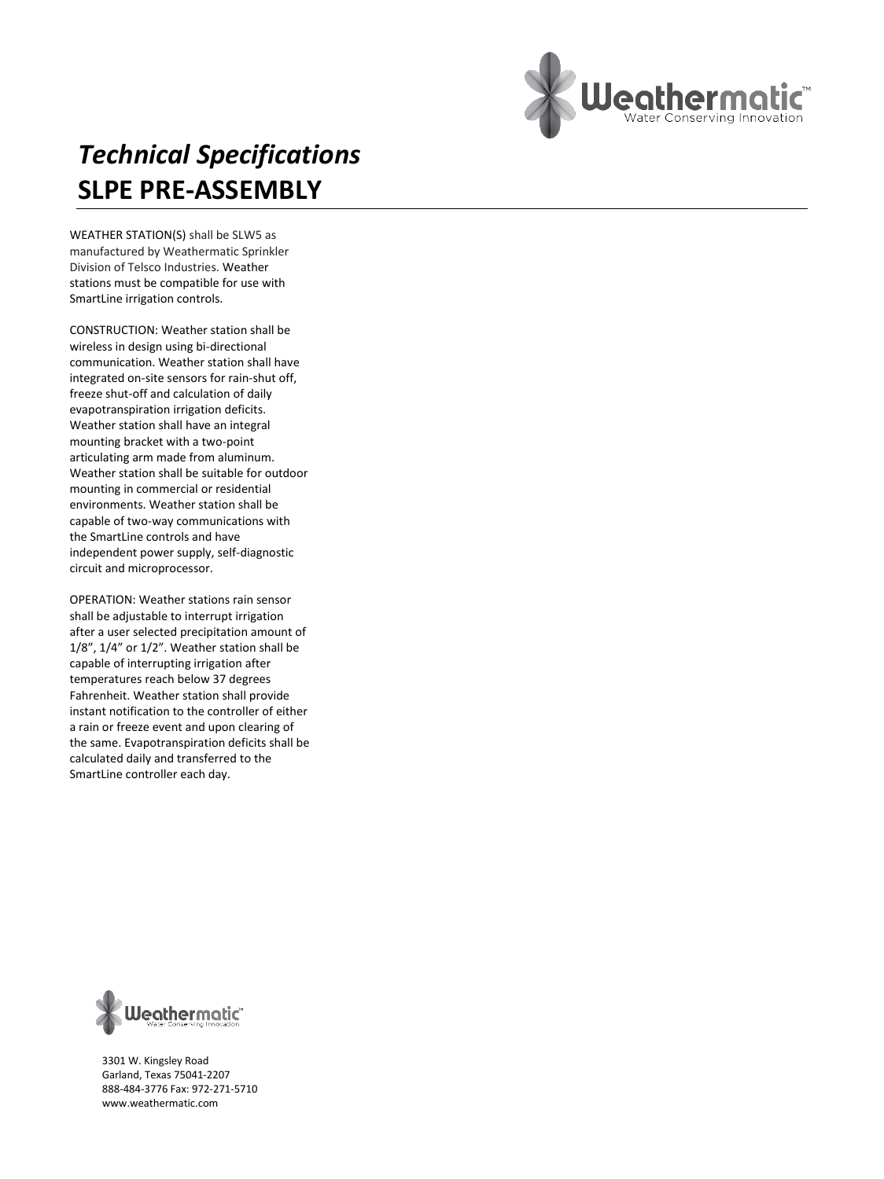# *Technical Specifications*

# SLPE PRE-ASSEMBLY

WEATHER STATION(S) shall be SLW5 as manufactured by Weathermatic Sprinkler Division of Telsco Industries. Weather stations must be compatible for use with SmartLine irrigation controls.

CONSTRUCTION: Weather station shall be wireless in design using bi-directional communication. Weather station shall have integrated on-site sensors for rain-shut off, freeze shut-off and calculation of daily evapotranspiration irrigation deficits. Weather station shall have an integral mounting bracket with a two-point articulating arm made from aluminum. Weather station shall be suitable for outdoor mounting in commercial or residential environments. Weather station shall be capable of two-way communications with the SmartLine controls and have independent power supply, self-diagnostic circuit and microprocessor.

OPERATION: Weather stations rain sensor shall be adjustable to interrupt irrigation after a user selected precipitation amount of 1/8", 1/4" or 1/2". Weather station shall be capable of interrupting irrigation after temperatures reach below 37 degrees Fahrenheit. Weather station shall provide instant notification to the controller of either a rain or freeze event and upon clearing of the same. Evapotranspiration deficits shall be calculated daily and transferred to the SmartLine controller each day.

3301 W. Kingsley Road
Garland, Texas 75041-2207
888-484-3776 Fax: 972-271-5710
www.weathermatic.com